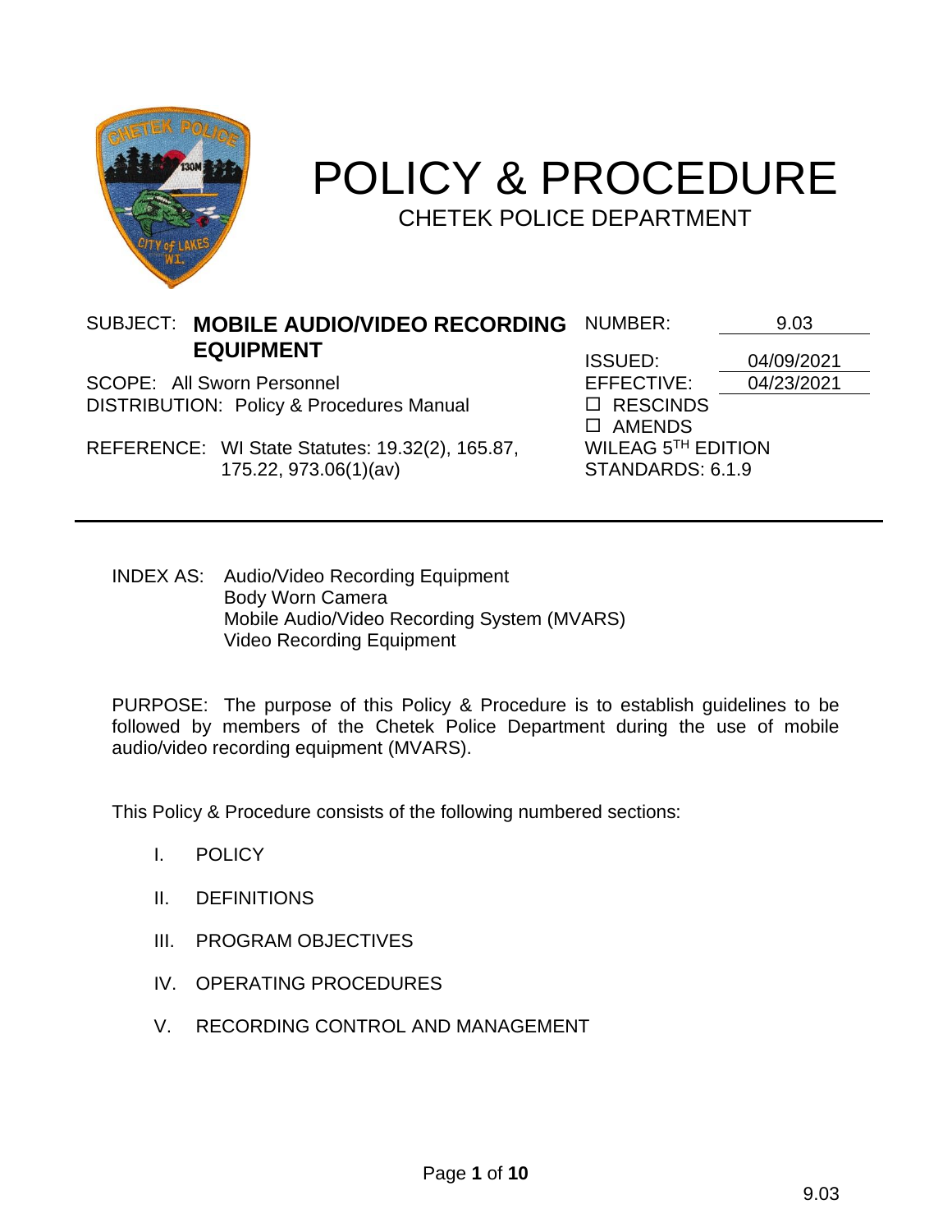# POLICY & PROCEDURE

## CHETEK POLICE DEPARTMENT

SUBJECT: **MOBILE AUDIO/VIDEO RECORDING EQUIPMENT**

SCOPE: All Sworn Personnel

DISTRIBUTION: Policy & Procedures Manual

REFERENCE: WI State Statutes: 19.32(2), 165.87, 175.22, 973.06(1)(av)

NUMBER: 9.03

ISSUED: 04/09/2021

EFFECTIVE: 04/23/2021

☐ RESCINDS

☐ AMENDS

WILEAG 5TH EDITION STANDARDS: 6.1.9

---

INDEX AS: Audio/Video Recording Equipment
Body Worn Camera
Mobile Audio/Video Recording System (MVARS)
Video Recording Equipment

PURPOSE: The purpose of this Policy & Procedure is to establish guidelines to be followed by members of the Chetek Police Department during the use of mobile audio/video recording equipment (MVARS).

This Policy & Procedure consists of the following numbered sections:

I. POLICY

II. DEFINITIONS

III. PROGRAM OBJECTIVES

IV. OPERATING PROCEDURES

V. RECORDING CONTROL AND MANAGEMENT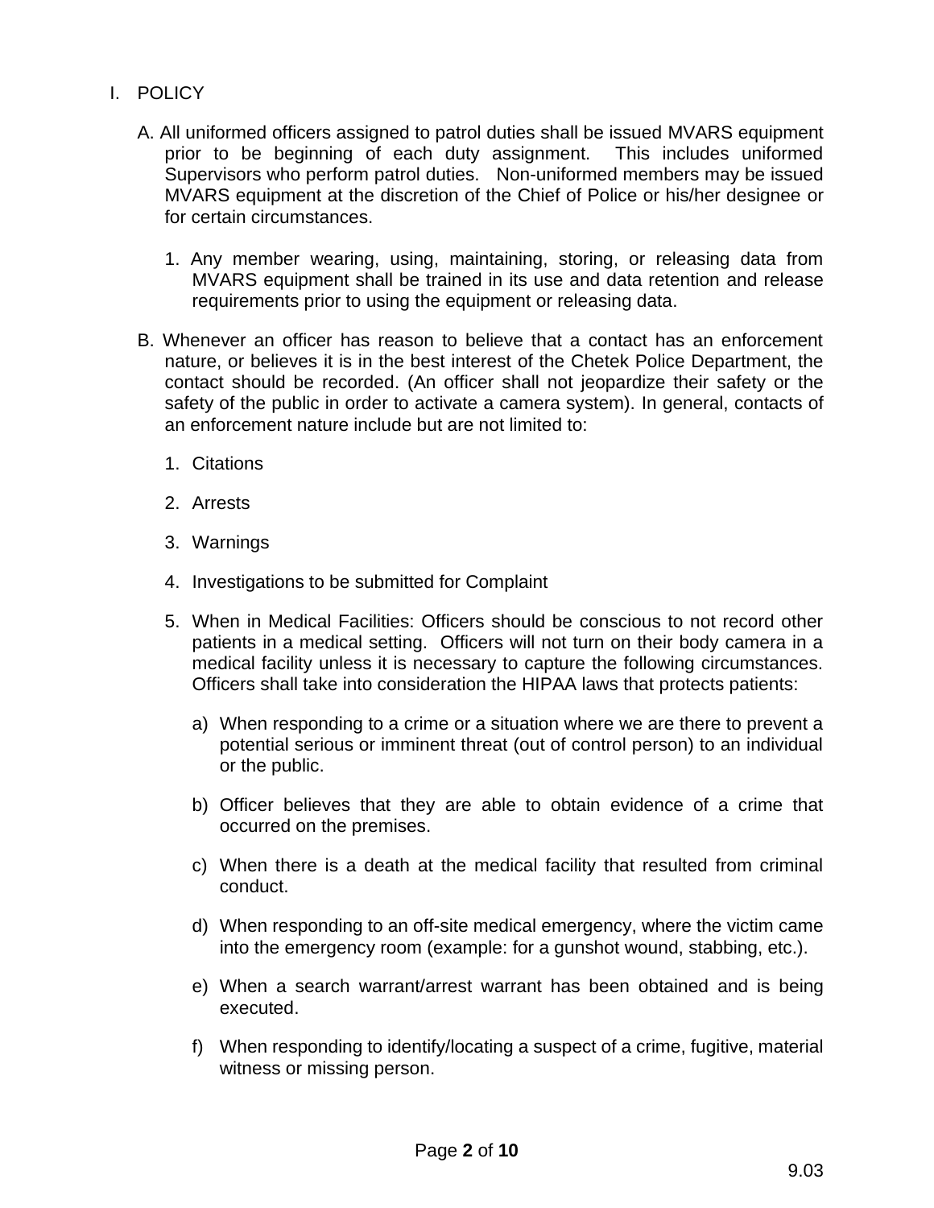I. POLICY

A. All uniformed officers assigned to patrol duties shall be issued MVARS equipment prior to be beginning of each duty assignment. This includes uniformed Supervisors who perform patrol duties. Non-uniformed members may be issued MVARS equipment at the discretion of the Chief of Police or his/her designee or for certain circumstances.

1. Any member wearing, using, maintaining, storing, or releasing data from MVARS equipment shall be trained in its use and data retention and release requirements prior to using the equipment or releasing data.

B. Whenever an officer has reason to believe that a contact has an enforcement nature, or believes it is in the best interest of the Chetek Police Department, the contact should be recorded. (An officer shall not jeopardize their safety or the safety of the public in order to activate a camera system). In general, contacts of an enforcement nature include but are not limited to:

1. Citations

2. Arrests

3. Warnings

4. Investigations to be submitted for Complaint

5. When in Medical Facilities: Officers should be conscious to not record other patients in a medical setting. Officers will not turn on their body camera in a medical facility unless it is necessary to capture the following circumstances. Officers shall take into consideration the HIPAA laws that protects patients:

   a) When responding to a crime or a situation where we are there to prevent a potential serious or imminent threat (out of control person) to an individual or the public.

   b) Officer believes that they are able to obtain evidence of a crime that occurred on the premises.

   c) When there is a death at the medical facility that resulted from criminal conduct.

   d) When responding to an off-site medical emergency, where the victim came into the emergency room (example: for a gunshot wound, stabbing, etc.).

   e) When a search warrant/arrest warrant has been obtained and is being executed.

   f) When responding to identify/locating a suspect of a crime, fugitive, material witness or missing person.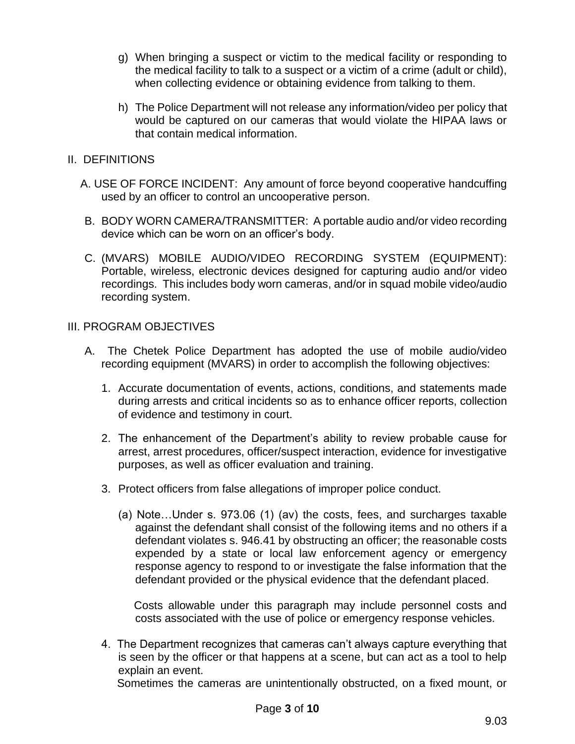g) When bringing a suspect or victim to the medical facility or responding to the medical facility to talk to a suspect or a victim of a crime (adult or child), when collecting evidence or obtaining evidence from talking to them.

h) The Police Department will not release any information/video per policy that would be captured on our cameras that would violate the HIPAA laws or that contain medical information.

## II. DEFINITIONS

A. USE OF FORCE INCIDENT: Any amount of force beyond cooperative handcuffing used by an officer to control an uncooperative person.

B. BODY WORN CAMERA/TRANSMITTER: A portable audio and/or video recording device which can be worn on an officer's body.

C. (MVARS) MOBILE AUDIO/VIDEO RECORDING SYSTEM (EQUIPMENT): Portable, wireless, electronic devices designed for capturing audio and/or video recordings. This includes body worn cameras, and/or in squad mobile video/audio recording system.

## III. PROGRAM OBJECTIVES

A. The Chetek Police Department has adopted the use of mobile audio/video recording equipment (MVARS) in order to accomplish the following objectives:

1. Accurate documentation of events, actions, conditions, and statements made during arrests and critical incidents so as to enhance officer reports, collection of evidence and testimony in court.

2. The enhancement of the Department's ability to review probable cause for arrest, arrest procedures, officer/suspect interaction, evidence for investigative purposes, as well as officer evaluation and training.

3. Protect officers from false allegations of improper police conduct.

   (a) Note…Under s. 973.06 (1) (av) the costs, fees, and surcharges taxable against the defendant shall consist of the following items and no others if a defendant violates s. 946.41 by obstructing an officer; the reasonable costs expended by a state or local law enforcement agency or emergency response agency to respond to or investigate the false information that the defendant provided or the physical evidence that the defendant placed.

   Costs allowable under this paragraph may include personnel costs and costs associated with the use of police or emergency response vehicles.

4. The Department recognizes that cameras can't always capture everything that is seen by the officer or that happens at a scene, but can act as a tool to help explain an event.
   Sometimes the cameras are unintentionally obstructed, on a fixed mount, or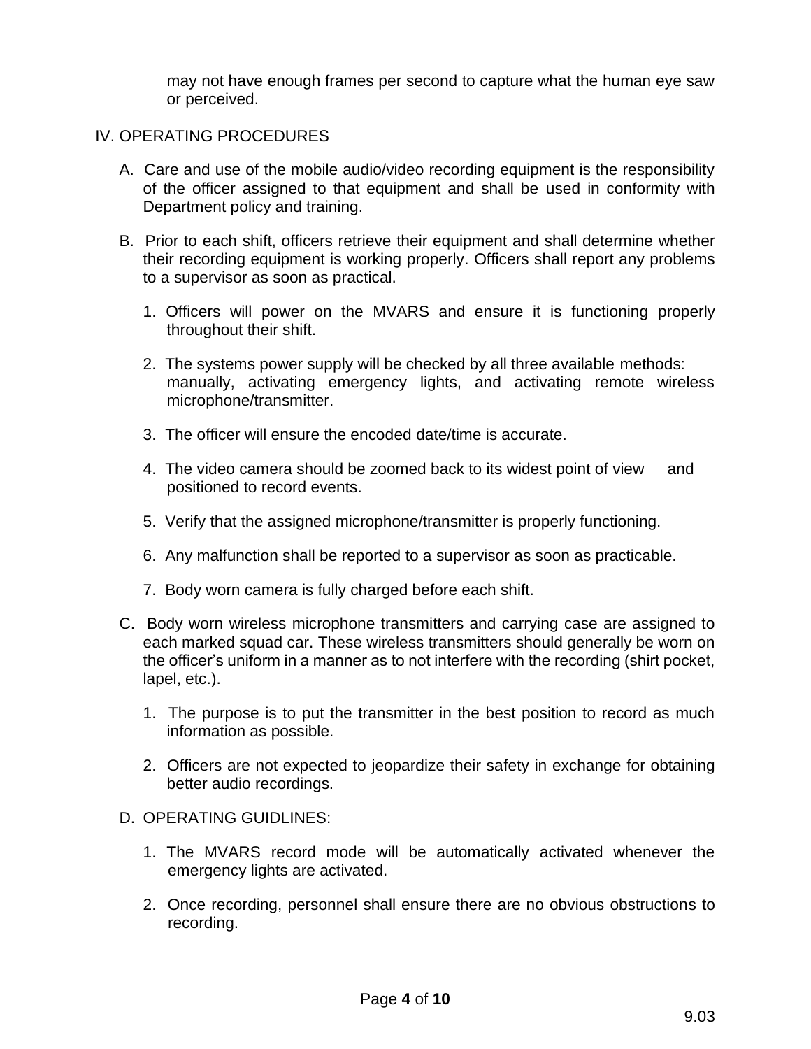may not have enough frames per second to capture what the human eye saw or perceived.

## IV. OPERATING PROCEDURES

A. Care and use of the mobile audio/video recording equipment is the responsibility of the officer assigned to that equipment and shall be used in conformity with Department policy and training.

B. Prior to each shift, officers retrieve their equipment and shall determine whether their recording equipment is working properly. Officers shall report any problems to a supervisor as soon as practical.

1. Officers will power on the MVARS and ensure it is functioning properly throughout their shift.
2. The systems power supply will be checked by all three available methods: manually, activating emergency lights, and activating remote wireless microphone/transmitter.
3. The officer will ensure the encoded date/time is accurate.
4. The video camera should be zoomed back to its widest point of view and positioned to record events.
5. Verify that the assigned microphone/transmitter is properly functioning.
6. Any malfunction shall be reported to a supervisor as soon as practicable.
7. Body worn camera is fully charged before each shift.

C. Body worn wireless microphone transmitters and carrying case are assigned to each marked squad car. These wireless transmitters should generally be worn on the officer's uniform in a manner as to not interfere with the recording (shirt pocket, lapel, etc.).

1. The purpose is to put the transmitter in the best position to record as much information as possible.
2. Officers are not expected to jeopardize their safety in exchange for obtaining better audio recordings.

D. OPERATING GUIDLINES:

1. The MVARS record mode will be automatically activated whenever the emergency lights are activated.
2. Once recording, personnel shall ensure there are no obvious obstructions to recording.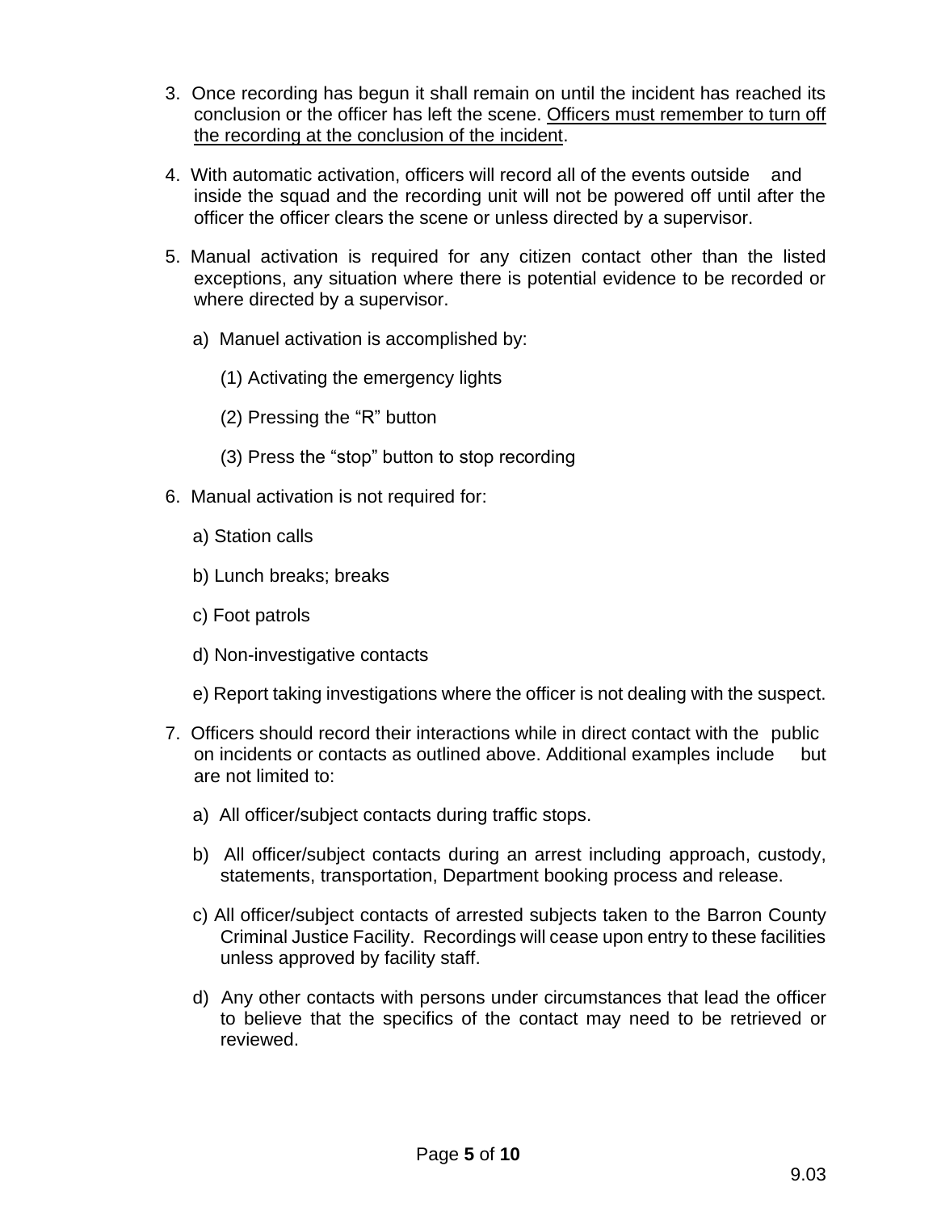3. Once recording has begun it shall remain on until the incident has reached its conclusion or the officer has left the scene. <u>Officers must remember to turn off the recording at the conclusion of the incident</u>.

4. With automatic activation, officers will record all of the events outside and inside the squad and the recording unit will not be powered off until after the officer the officer clears the scene or unless directed by a supervisor.

5. Manual activation is required for any citizen contact other than the listed exceptions, any situation where there is potential evidence to be recorded or where directed by a supervisor.

   a) Manuel activation is accomplished by:

      (1) Activating the emergency lights

      (2) Pressing the "R" button

      (3) Press the "stop" button to stop recording

6. Manual activation is not required for:

   a) Station calls

   b) Lunch breaks; breaks

   c) Foot patrols

   d) Non-investigative contacts

   e) Report taking investigations where the officer is not dealing with the suspect.

7. Officers should record their interactions while in direct contact with the public on incidents or contacts as outlined above. Additional examples include but are not limited to:

   a) All officer/subject contacts during traffic stops.

   b) All officer/subject contacts during an arrest including approach, custody, statements, transportation, Department booking process and release.

   c) All officer/subject contacts of arrested subjects taken to the Barron County Criminal Justice Facility. Recordings will cease upon entry to these facilities unless approved by facility staff.

   d) Any other contacts with persons under circumstances that lead the officer to believe that the specifics of the contact may need to be retrieved or reviewed.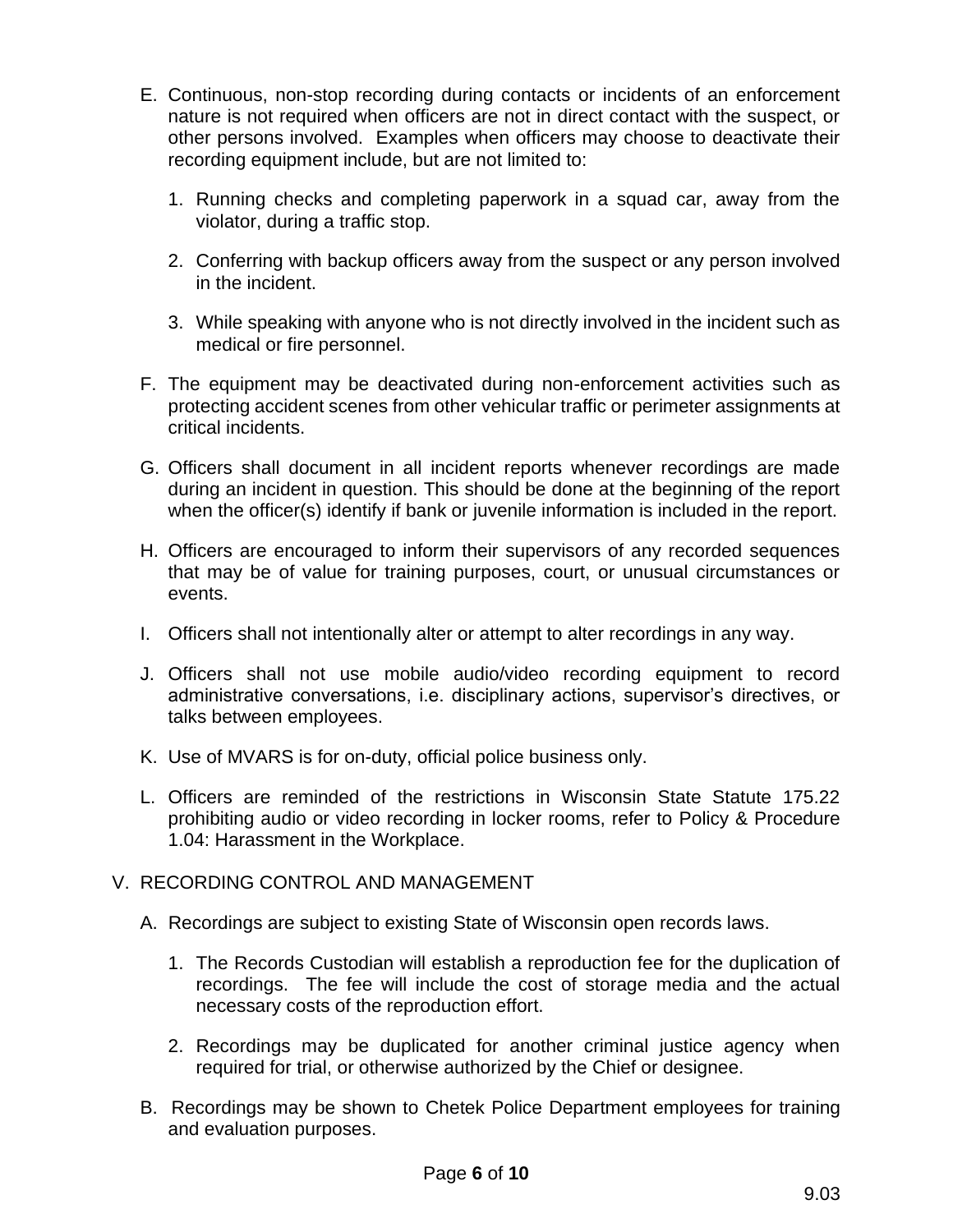E. Continuous, non-stop recording during contacts or incidents of an enforcement nature is not required when officers are not in direct contact with the suspect, or other persons involved. Examples when officers may choose to deactivate their recording equipment include, but are not limited to:

   1. Running checks and completing paperwork in a squad car, away from the violator, during a traffic stop.

   2. Conferring with backup officers away from the suspect or any person involved in the incident.

   3. While speaking with anyone who is not directly involved in the incident such as medical or fire personnel.

F. The equipment may be deactivated during non-enforcement activities such as protecting accident scenes from other vehicular traffic or perimeter assignments at critical incidents.

G. Officers shall document in all incident reports whenever recordings are made during an incident in question. This should be done at the beginning of the report when the officer(s) identify if bank or juvenile information is included in the report.

H. Officers are encouraged to inform their supervisors of any recorded sequences that may be of value for training purposes, court, or unusual circumstances or events.

I. Officers shall not intentionally alter or attempt to alter recordings in any way.

J. Officers shall not use mobile audio/video recording equipment to record administrative conversations, i.e. disciplinary actions, supervisor's directives, or talks between employees.

K. Use of MVARS is for on-duty, official police business only.

L. Officers are reminded of the restrictions in Wisconsin State Statute 175.22 prohibiting audio or video recording in locker rooms, refer to Policy & Procedure 1.04: Harassment in the Workplace.

V. RECORDING CONTROL AND MANAGEMENT

A. Recordings are subject to existing State of Wisconsin open records laws.

   1. The Records Custodian will establish a reproduction fee for the duplication of recordings. The fee will include the cost of storage media and the actual necessary costs of the reproduction effort.

   2. Recordings may be duplicated for another criminal justice agency when required for trial, or otherwise authorized by the Chief or designee.

B. Recordings may be shown to Chetek Police Department employees for training and evaluation purposes.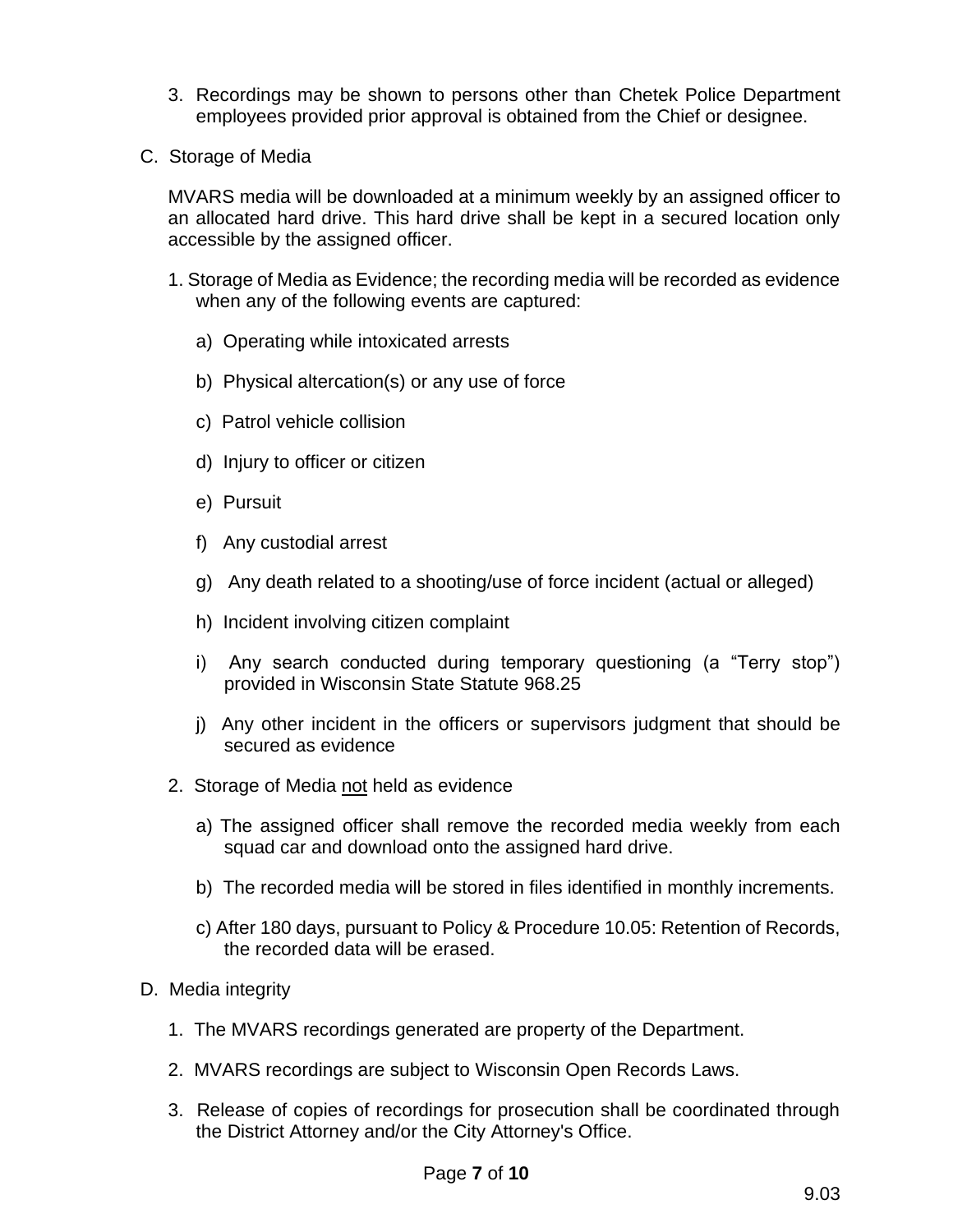3. Recordings may be shown to persons other than Chetek Police Department employees provided prior approval is obtained from the Chief or designee.

C. Storage of Media

MVARS media will be downloaded at a minimum weekly by an assigned officer to an allocated hard drive. This hard drive shall be kept in a secured location only accessible by the assigned officer.

1. Storage of Media as Evidence; the recording media will be recorded as evidence when any of the following events are captured:

   a) Operating while intoxicated arrests

   b) Physical altercation(s) or any use of force

   c) Patrol vehicle collision

   d) Injury to officer or citizen

   e) Pursuit

   f) Any custodial arrest

   g) Any death related to a shooting/use of force incident (actual or alleged)

   h) Incident involving citizen complaint

   i) Any search conducted during temporary questioning (a "Terry stop") provided in Wisconsin State Statute 968.25

   j) Any other incident in the officers or supervisors judgment that should be secured as evidence

2. Storage of Media <u>not</u> held as evidence

   a) The assigned officer shall remove the recorded media weekly from each squad car and download onto the assigned hard drive.

   b) The recorded media will be stored in files identified in monthly increments.

   c) After 180 days, pursuant to Policy & Procedure 10.05: Retention of Records, the recorded data will be erased.

D. Media integrity

1. The MVARS recordings generated are property of the Department.

2. MVARS recordings are subject to Wisconsin Open Records Laws.

3. Release of copies of recordings for prosecution shall be coordinated through the District Attorney and/or the City Attorney's Office.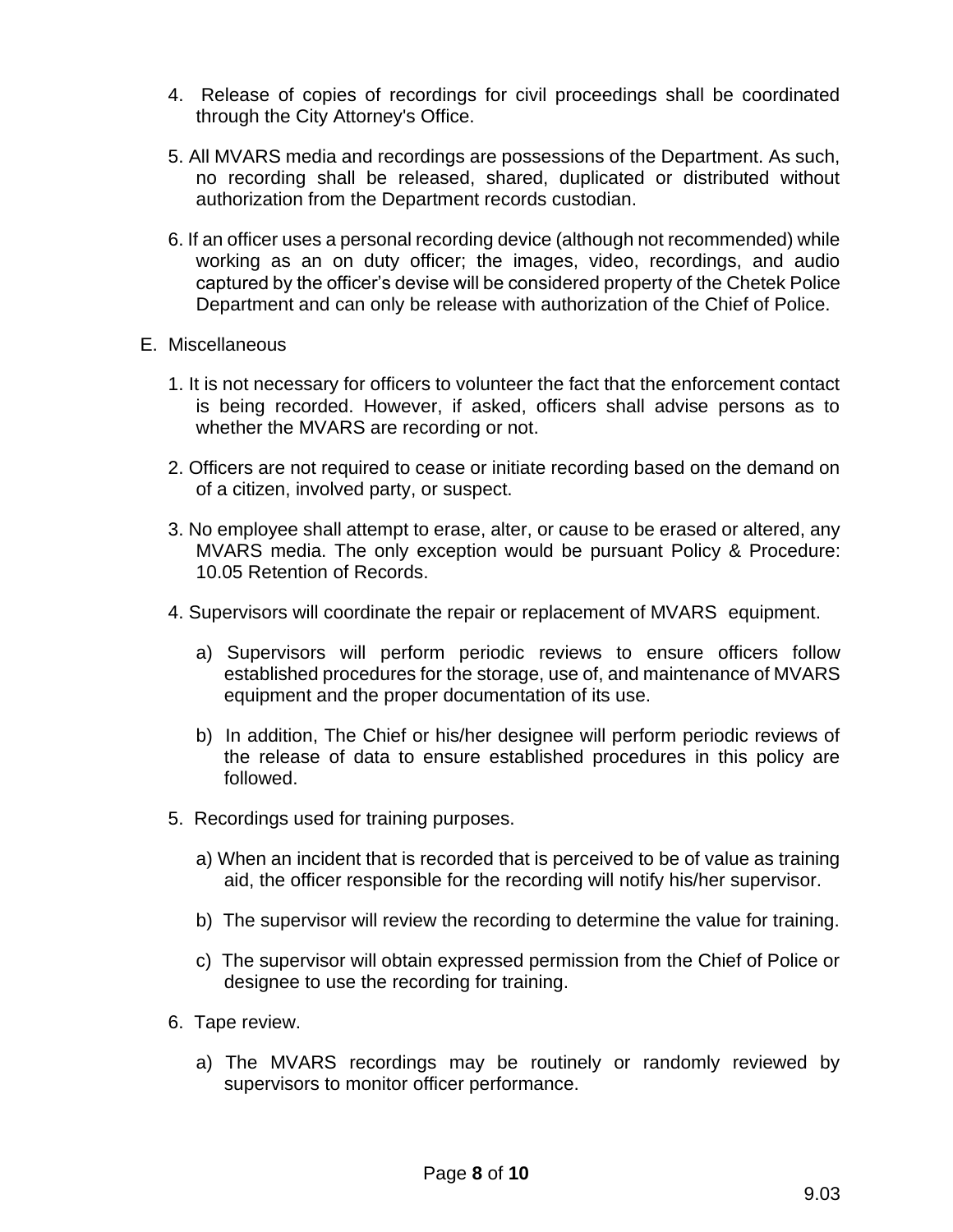4. Release of copies of recordings for civil proceedings shall be coordinated through the City Attorney's Office.

5. All MVARS media and recordings are possessions of the Department. As such, no recording shall be released, shared, duplicated or distributed without authorization from the Department records custodian.

6. If an officer uses a personal recording device (although not recommended) while working as an on duty officer; the images, video, recordings, and audio captured by the officer's devise will be considered property of the Chetek Police Department and can only be release with authorization of the Chief of Police.

E. Miscellaneous

1. It is not necessary for officers to volunteer the fact that the enforcement contact is being recorded. However, if asked, officers shall advise persons as to whether the MVARS are recording or not.

2. Officers are not required to cease or initiate recording based on the demand on of a citizen, involved party, or suspect.

3. No employee shall attempt to erase, alter, or cause to be erased or altered, any MVARS media. The only exception would be pursuant Policy & Procedure: 10.05 Retention of Records.

4. Supervisors will coordinate the repair or replacement of MVARS equipment.

   a) Supervisors will perform periodic reviews to ensure officers follow established procedures for the storage, use of, and maintenance of MVARS equipment and the proper documentation of its use.

   b) In addition, The Chief or his/her designee will perform periodic reviews of the release of data to ensure established procedures in this policy are followed.

5. Recordings used for training purposes.

   a) When an incident that is recorded that is perceived to be of value as training aid, the officer responsible for the recording will notify his/her supervisor.

   b) The supervisor will review the recording to determine the value for training.

   c) The supervisor will obtain expressed permission from the Chief of Police or designee to use the recording for training.

6. Tape review.

   a) The MVARS recordings may be routinely or randomly reviewed by supervisors to monitor officer performance.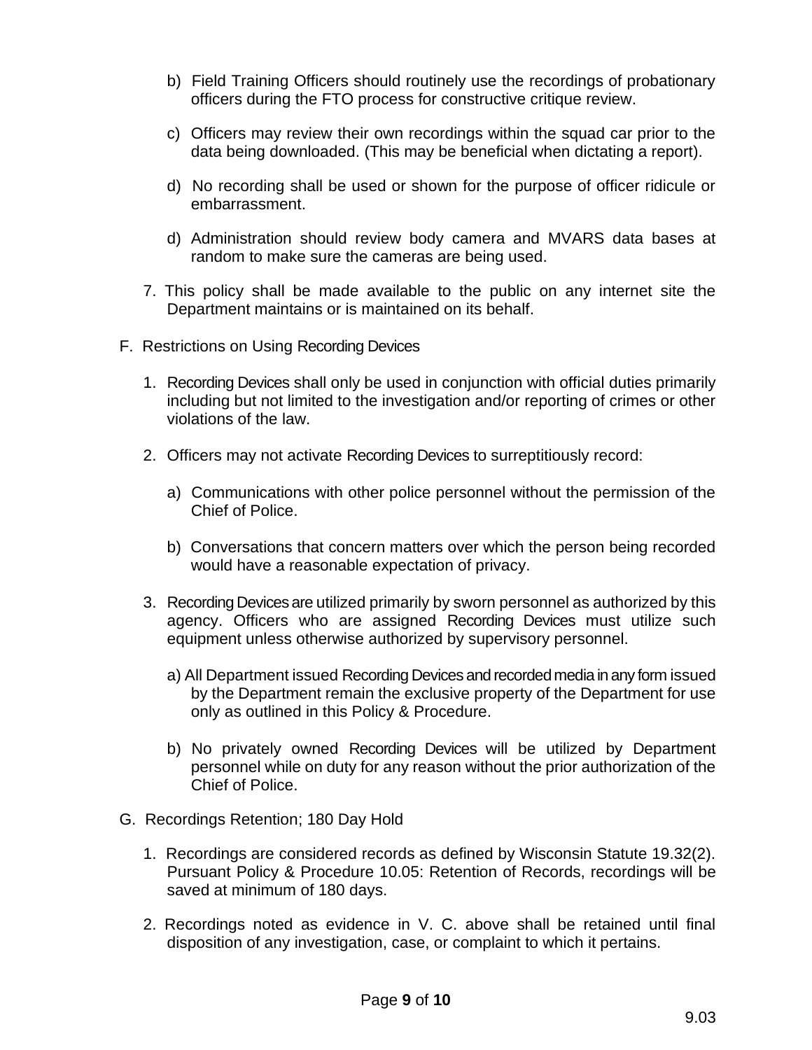b) Field Training Officers should routinely use the recordings of probationary officers during the FTO process for constructive critique review.

c) Officers may review their own recordings within the squad car prior to the data being downloaded. (This may be beneficial when dictating a report).

d) No recording shall be used or shown for the purpose of officer ridicule or embarrassment.

d) Administration should review body camera and MVARS data bases at random to make sure the cameras are being used.

7. This policy shall be made available to the public on any internet site the Department maintains or is maintained on its behalf.

F. Restrictions on Using Recording Devices

1. Recording Devices shall only be used in conjunction with official duties primarily including but not limited to the investigation and/or reporting of crimes or other violations of the law.

2. Officers may not activate Recording Devices to surreptitiously record:

   a) Communications with other police personnel without the permission of the Chief of Police.

   b) Conversations that concern matters over which the person being recorded would have a reasonable expectation of privacy.

3. Recording Devices are utilized primarily by sworn personnel as authorized by this agency. Officers who are assigned Recording Devices must utilize such equipment unless otherwise authorized by supervisory personnel.

   a) All Department issued Recording Devices and recorded media in any form issued by the Department remain the exclusive property of the Department for use only as outlined in this Policy & Procedure.

   b) No privately owned Recording Devices will be utilized by Department personnel while on duty for any reason without the prior authorization of the Chief of Police.

G. Recordings Retention; 180 Day Hold

1. Recordings are considered records as defined by Wisconsin Statute 19.32(2). Pursuant Policy & Procedure 10.05: Retention of Records, recordings will be saved at minimum of 180 days.

2. Recordings noted as evidence in V. C. above shall be retained until final disposition of any investigation, case, or complaint to which it pertains.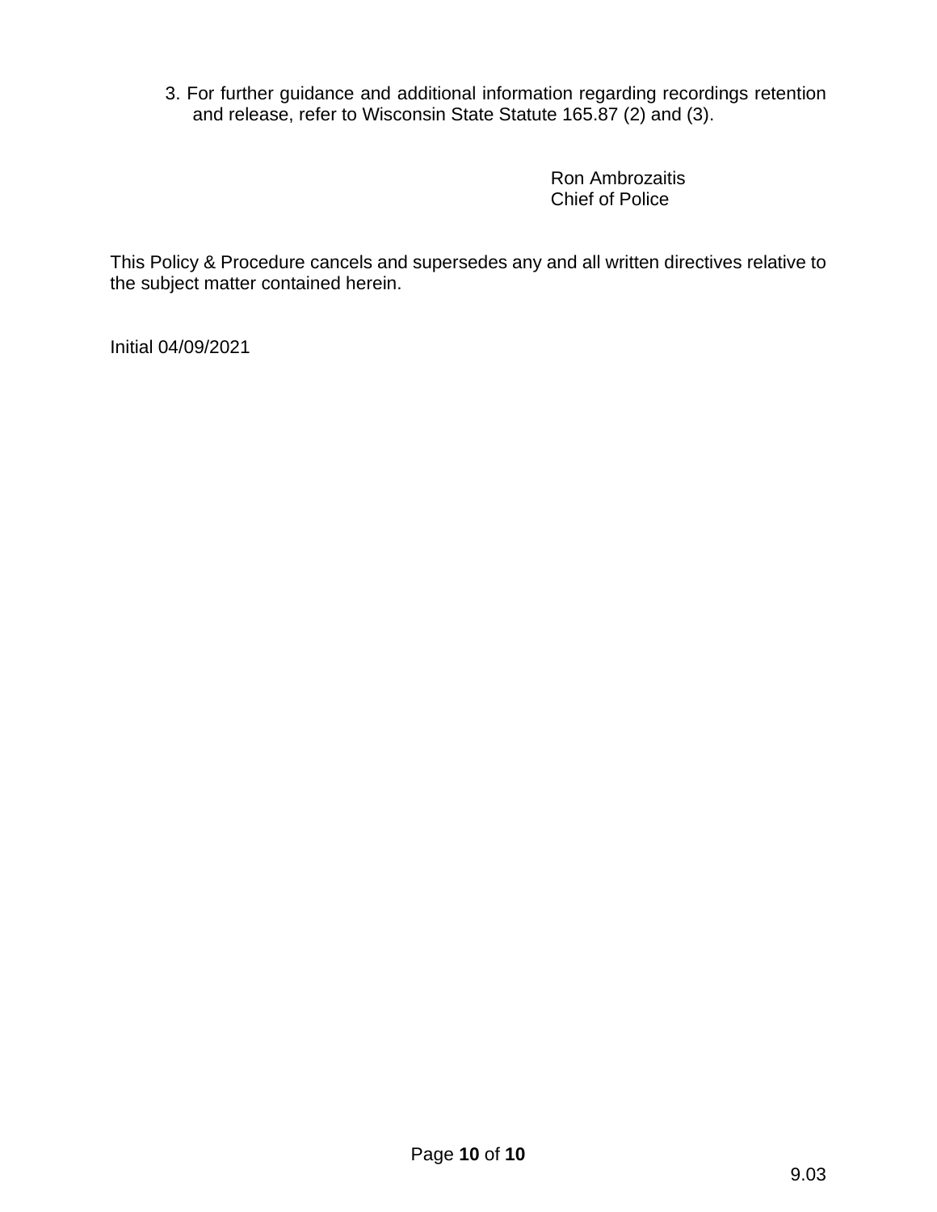3. For further guidance and additional information regarding recordings retention and release, refer to Wisconsin State Statute 165.87 (2) and (3).

Ron Ambrozaitis
Chief of Police

This Policy & Procedure cancels and supersedes any and all written directives relative to the subject matter contained herein.

Initial 04/09/2021